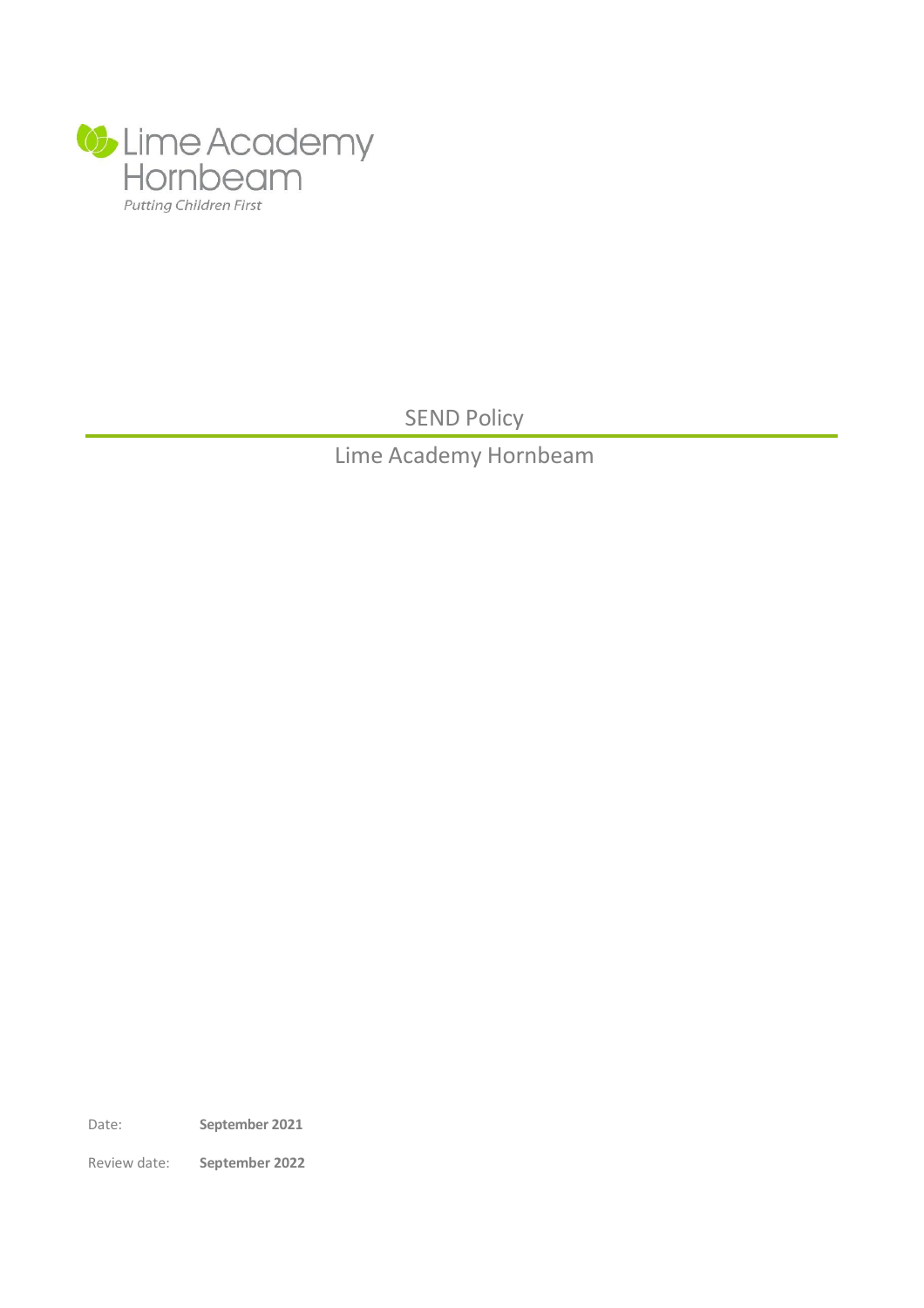Lime Academy Hornbeam

*Putting Children First*

# SEND Policy

## Lime Academy Hornbeam

Date: **September 2021**

Review date: **September 2022**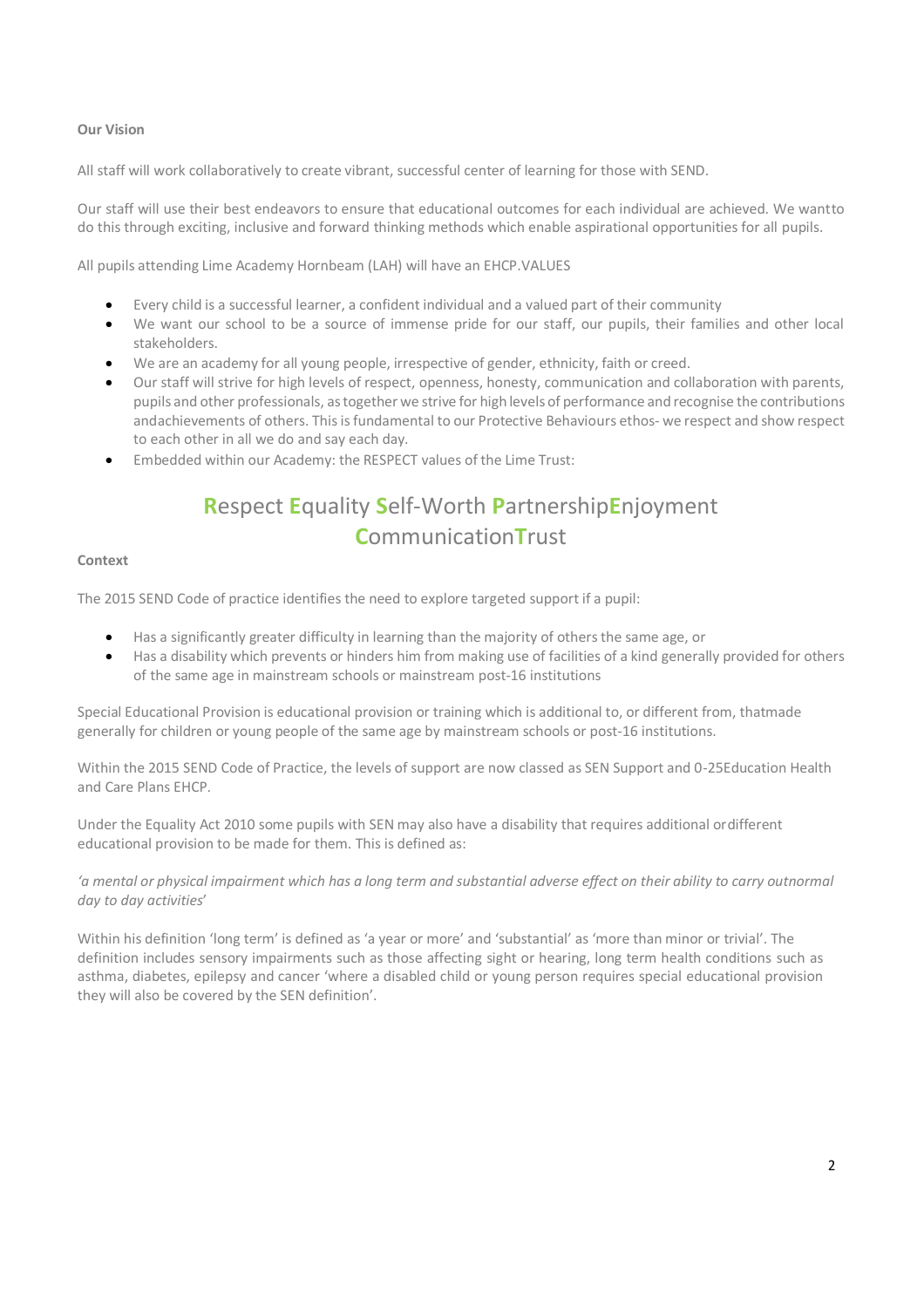**Our Vision**

All staff will work collaboratively to create vibrant, successful center of learning for those with SEND.

Our staff will use their best endeavors to ensure that educational outcomes for each individual are achieved. We wantto do this through exciting, inclusive and forward thinking methods which enable aspirational opportunities for all pupils.

All pupils attending Lime Academy Hornbeam (LAH) will have an EHCP.VALUES

- Every child is a successful learner, a confident individual and a valued part of their community
- We want our school to be a source of immense pride for our staff, our pupils, their families and other local stakeholders.
- We are an academy for all young people, irrespective of gender, ethnicity, faith or creed.
- Our staff will strive for high levels of respect, openness, honesty, communication and collaboration with parents, pupils and other professionals, as together we strive for high levels of performance and recognise the contributions andachievements of others. This is fundamental to our Protective Behaviours ethos- we respect and show respect to each other in all we do and say each day.
- Embedded within our Academy: the RESPECT values of the Lime Trust:

**R**espect **E**quality **S**elf-Worth **P**artnership**E**njoyment **C**ommunication**T**rust

**Context**

The 2015 SEND Code of practice identifies the need to explore targeted support if a pupil:

- Has a significantly greater difficulty in learning than the majority of others the same age, or
- Has a disability which prevents or hinders him from making use of facilities of a kind generally provided for others of the same age in mainstream schools or mainstream post-16 institutions

Special Educational Provision is educational provision or training which is additional to, or different from, thatmade generally for children or young people of the same age by mainstream schools or post-16 institutions.

Within the 2015 SEND Code of Practice, the levels of support are now classed as SEN Support and 0-25Education Health and Care Plans EHCP.

Under the Equality Act 2010 some pupils with SEN may also have a disability that requires additional ordifferent educational provision to be made for them. This is defined as:

*'a mental or physical impairment which has a long term and substantial adverse effect on their ability to carry outnormal day to day activities'*

Within his definition 'long term' is defined as 'a year or more' and 'substantial' as 'more than minor or trivial'. The definition includes sensory impairments such as those affecting sight or hearing, long term health conditions such as asthma, diabetes, epilepsy and cancer 'where a disabled child or young person requires special educational provision they will also be covered by the SEN definition'.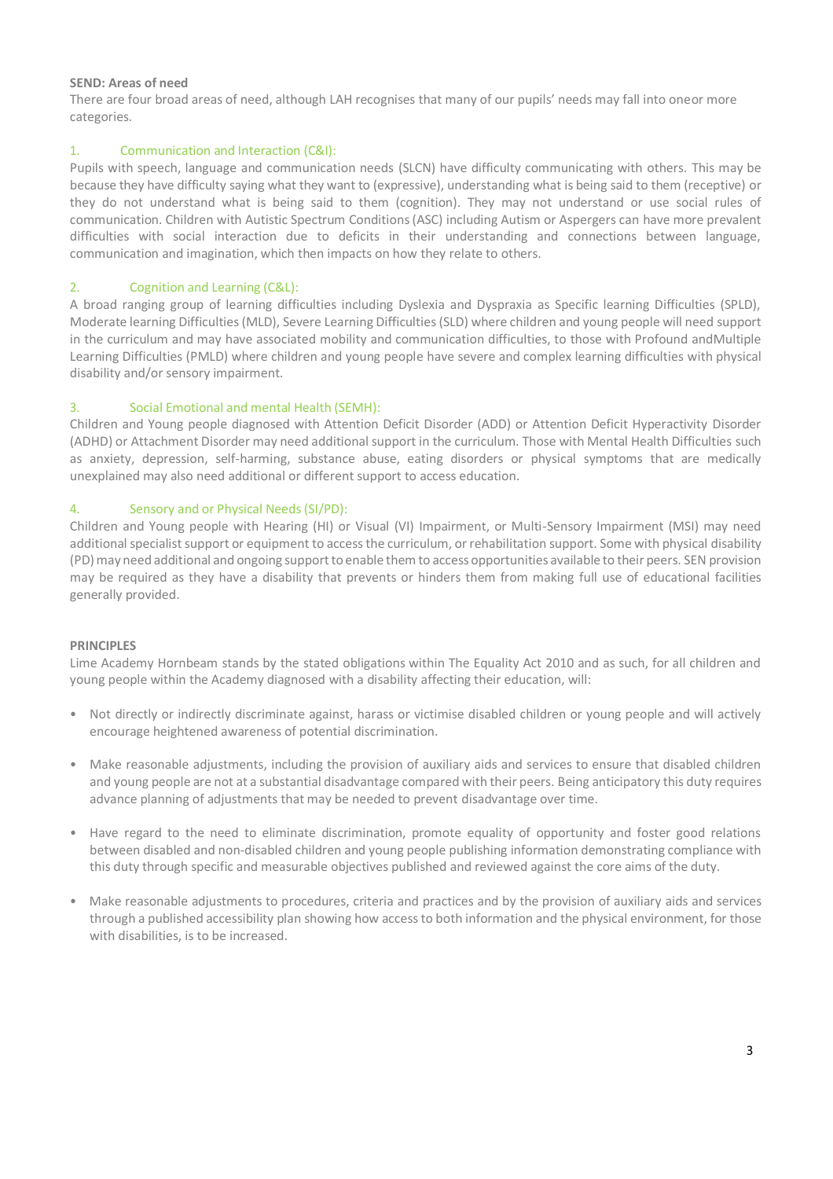**SEND: Areas of need**

There are four broad areas of need, although LAH recognises that many of our pupils' needs may fall into oneor more categories.

### 1. Communication and Interaction (C&I):

Pupils with speech, language and communication needs (SLCN) have difficulty communicating with others. This may be because they have difficulty saying what they want to (expressive), understanding what is being said to them (receptive) or they do not understand what is being said to them (cognition). They may not understand or use social rules of communication. Children with Autistic Spectrum Conditions (ASC) including Autism or Aspergers can have more prevalent difficulties with social interaction due to deficits in their understanding and connections between language, communication and imagination, which then impacts on how they relate to others.

### 2. Cognition and Learning (C&L):

A broad ranging group of learning difficulties including Dyslexia and Dyspraxia as Specific learning Difficulties (SPLD), Moderate learning Difficulties (MLD), Severe Learning Difficulties (SLD) where children and young people will need support in the curriculum and may have associated mobility and communication difficulties, to those with Profound andMultiple Learning Difficulties (PMLD) where children and young people have severe and complex learning difficulties with physical disability and/or sensory impairment.

### 3. Social Emotional and mental Health (SEMH):

Children and Young people diagnosed with Attention Deficit Disorder (ADD) or Attention Deficit Hyperactivity Disorder (ADHD) or Attachment Disorder may need additional support in the curriculum. Those with Mental Health Difficulties such as anxiety, depression, self-harming, substance abuse, eating disorders or physical symptoms that are medically unexplained may also need additional or different support to access education.

### 4. Sensory and or Physical Needs (SI/PD):

Children and Young people with Hearing (HI) or Visual (VI) Impairment, or Multi-Sensory Impairment (MSI) may need additional specialist support or equipment to access the curriculum, or rehabilitation support. Some with physical disability (PD) may need additional and ongoing support to enable them to access opportunities available to their peers. SEN provision may be required as they have a disability that prevents or hinders them from making full use of educational facilities generally provided.

**PRINCIPLES**

Lime Academy Hornbeam stands by the stated obligations within The Equality Act 2010 and as such, for all children and young people within the Academy diagnosed with a disability affecting their education, will:

- Not directly or indirectly discriminate against, harass or victimise disabled children or young people and will actively encourage heightened awareness of potential discrimination.
- Make reasonable adjustments, including the provision of auxiliary aids and services to ensure that disabled children and young people are not at a substantial disadvantage compared with their peers. Being anticipatory this duty requires advance planning of adjustments that may be needed to prevent disadvantage over time.
- Have regard to the need to eliminate discrimination, promote equality of opportunity and foster good relations between disabled and non-disabled children and young people publishing information demonstrating compliance with this duty through specific and measurable objectives published and reviewed against the core aims of the duty.
- Make reasonable adjustments to procedures, criteria and practices and by the provision of auxiliary aids and services through a published accessibility plan showing how access to both information and the physical environment, for those with disabilities, is to be increased.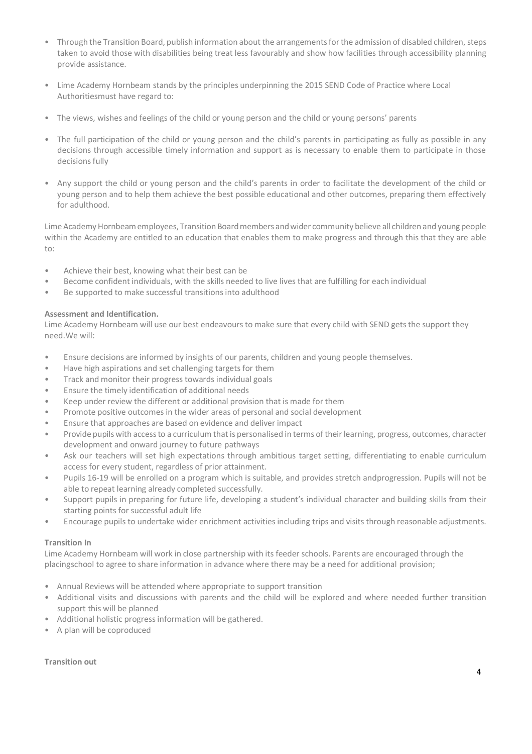- Through the Transition Board, publish information about the arrangements for the admission of disabled children, steps taken to avoid those with disabilities being treat less favourably and show how facilities through accessibility planning provide assistance.

- Lime Academy Hornbeam stands by the principles underpinning the 2015 SEND Code of Practice where Local Authoritiesmust have regard to:

- The views, wishes and feelings of the child or young person and the child or young persons' parents

- The full participation of the child or young person and the child's parents in participating as fully as possible in any decisions through accessible timely information and support as is necessary to enable them to participate in those decisions fully

- Any support the child or young person and the child's parents in order to facilitate the development of the child or young person and to help them achieve the best possible educational and other outcomes, preparing them effectively for adulthood.

Lime Academy Hornbeam employees, Transition Board members and wider community believe all children and young people within the Academy are entitled to an education that enables them to make progress and through this that they are able to:

- Achieve their best, knowing what their best can be
- Become confident individuals, with the skills needed to live lives that are fulfilling for each individual
- Be supported to make successful transitions into adulthood

**Assessment and Identification.**
Lime Academy Hornbeam will use our best endeavours to make sure that every child with SEND gets the support they need.We will:

- Ensure decisions are informed by insights of our parents, children and young people themselves.
- Have high aspirations and set challenging targets for them
- Track and monitor their progress towards individual goals
- Ensure the timely identification of additional needs
- Keep under review the different or additional provision that is made for them
- Promote positive outcomes in the wider areas of personal and social development
- Ensure that approaches are based on evidence and deliver impact
- Provide pupils with access to a curriculum that is personalised in terms of their learning, progress, outcomes, character development and onward journey to future pathways
- Ask our teachers will set high expectations through ambitious target setting, differentiating to enable curriculum access for every student, regardless of prior attainment.
- Pupils 16-19 will be enrolled on a program which is suitable, and provides stretch andprogression. Pupils will not be able to repeat learning already completed successfully.
- Support pupils in preparing for future life, developing a student's individual character and building skills from their starting points for successful adult life
- Encourage pupils to undertake wider enrichment activities including trips and visits through reasonable adjustments.

**Transition In**
Lime Academy Hornbeam will work in close partnership with its feeder schools. Parents are encouraged through the placingschool to agree to share information in advance where there may be a need for additional provision;

- Annual Reviews will be attended where appropriate to support transition
- Additional visits and discussions with parents and the child will be explored and where needed further transition support this will be planned
- Additional holistic progress information will be gathered.
- A plan will be coproduced

**Transition out**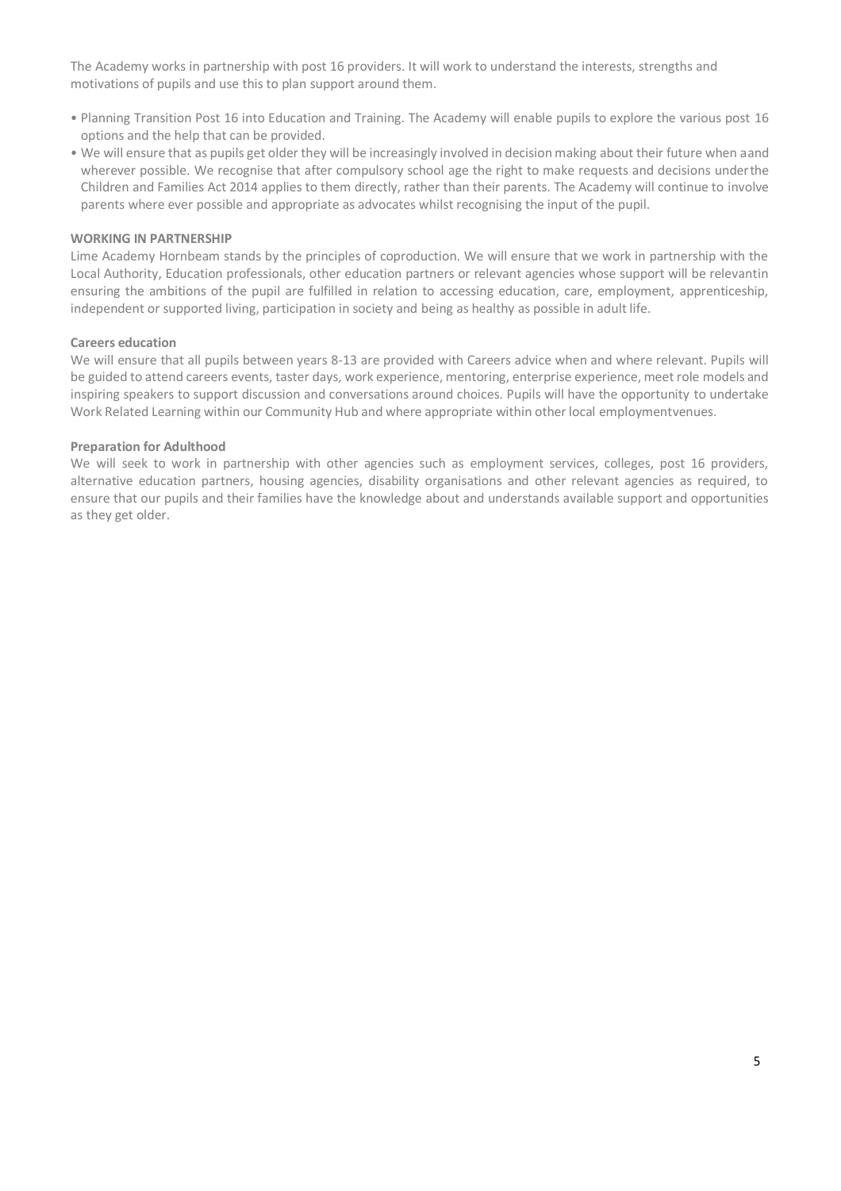The Academy works in partnership with post 16 providers. It will work to understand the interests, strengths and motivations of pupils and use this to plan support around them.

- Planning Transition Post 16 into Education and Training. The Academy will enable pupils to explore the various post 16 options and the help that can be provided.
- We will ensure that as pupils get older they will be increasingly involved in decision making about their future when aand wherever possible. We recognise that after compulsory school age the right to make requests and decisions underthe Children and Families Act 2014 applies to them directly, rather than their parents. The Academy will continue to involve parents where ever possible and appropriate as advocates whilst recognising the input of the pupil.

**WORKING IN PARTNERSHIP**

Lime Academy Hornbeam stands by the principles of coproduction. We will ensure that we work in partnership with the Local Authority, Education professionals, other education partners or relevant agencies whose support will be relevantin ensuring the ambitions of the pupil are fulfilled in relation to accessing education, care, employment, apprenticeship, independent or supported living, participation in society and being as healthy as possible in adult life.

**Careers education**

We will ensure that all pupils between years 8-13 are provided with Careers advice when and where relevant. Pupils will be guided to attend careers events, taster days, work experience, mentoring, enterprise experience, meet role models and inspiring speakers to support discussion and conversations around choices. Pupils will have the opportunity to undertake Work Related Learning within our Community Hub and where appropriate within other local employmentvenues.

**Preparation for Adulthood**

We will seek to work in partnership with other agencies such as employment services, colleges, post 16 providers, alternative education partners, housing agencies, disability organisations and other relevant agencies as required, to ensure that our pupils and their families have the knowledge about and understands available support and opportunities as they get older.